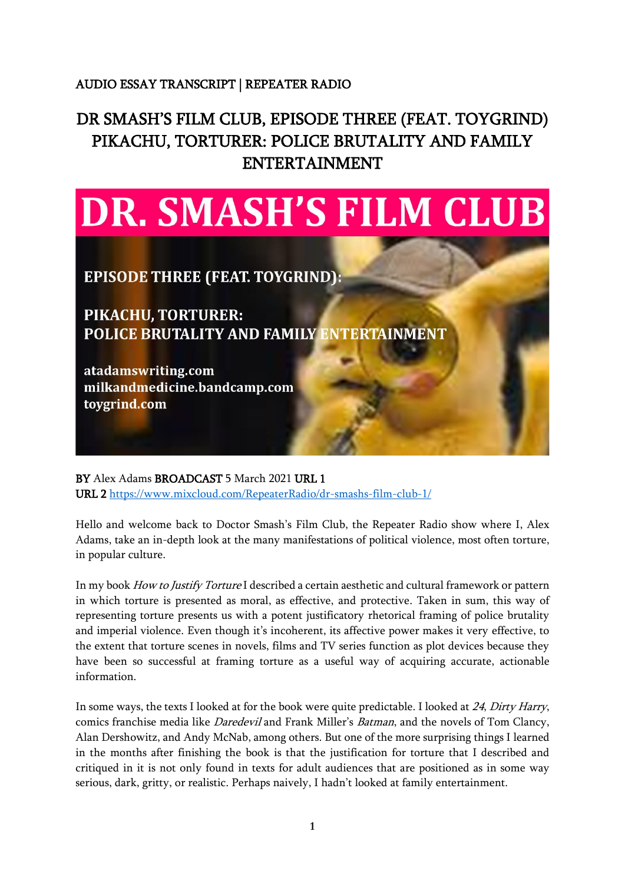AUDIO ESSAY TRANSCRIPT | REPEATER RADIO

# DR SMASH'S FILM CLUB, EPISODE THREE (FEAT. TOYGRIND) PIKACHU, TORTURER: POLICE BRUTALITY AND FAMILY ENTERTAINMENT

**DR. SMASH'S FILM CLUB**

**EPISODE THREE (FEAT. TOYGRIND):**

**PIKACHU, TORTURER: POLICE BRUTALITY AND FAMILY ENTERTAINMENT**

**atadamswriting.com**
**milkandmedicine.bandcamp.com**
**toygrind.com**

BY Alex Adams BROADCAST 5 March 2021 URL 1
URL 2 https://www.mixcloud.com/RepeaterRadio/dr-smashs-film-club-1/

Hello and welcome back to Doctor Smash's Film Club, the Repeater Radio show where I, Alex Adams, take an in-depth look at the many manifestations of political violence, most often torture, in popular culture.

In my book *How to Justify Torture* I described a certain aesthetic and cultural framework or pattern in which torture is presented as moral, as effective, and protective. Taken in sum, this way of representing torture presents us with a potent justificatory rhetorical framing of police brutality and imperial violence. Even though it's incoherent, its affective power makes it very effective, to the extent that torture scenes in novels, films and TV series function as plot devices because they have been so successful at framing torture as a useful way of acquiring accurate, actionable information.

In some ways, the texts I looked at for the book were quite predictable. I looked at *24*, *Dirty Harry*, comics franchise media like *Daredevil* and Frank Miller's *Batman*, and the novels of Tom Clancy, Alan Dershowitz, and Andy McNab, among others. But one of the more surprising things I learned in the months after finishing the book is that the justification for torture that I described and critiqued in it is not only found in texts for adult audiences that are positioned as in some way serious, dark, gritty, or realistic. Perhaps naively, I hadn't looked at family entertainment.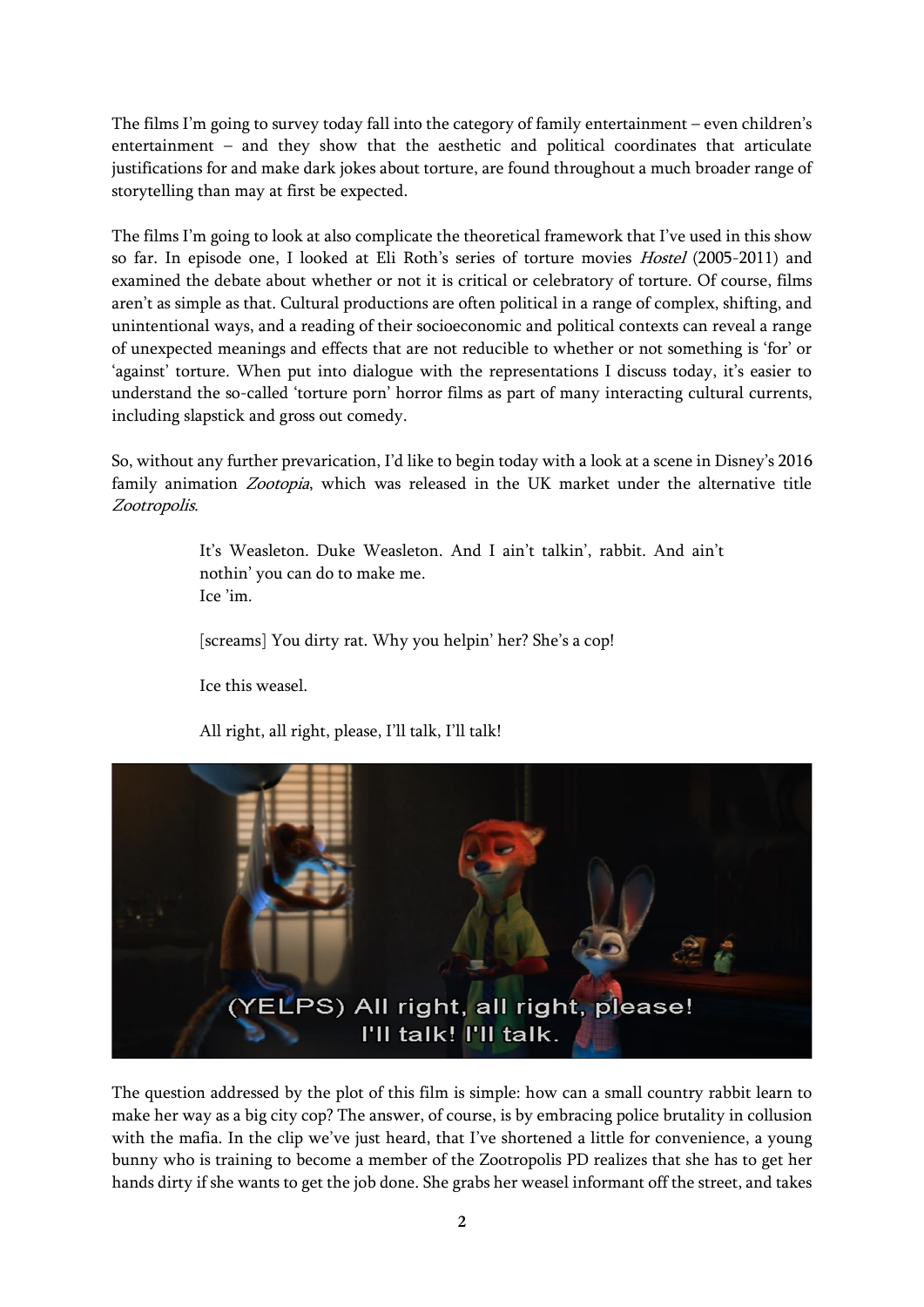The films I'm going to survey today fall into the category of family entertainment – even children's entertainment – and they show that the aesthetic and political coordinates that articulate justifications for and make dark jokes about torture, are found throughout a much broader range of storytelling than may at first be expected.

The films I'm going to look at also complicate the theoretical framework that I've used in this show so far. In episode one, I looked at Eli Roth's series of torture movies *Hostel* (2005-2011) and examined the debate about whether or not it is critical or celebratory of torture. Of course, films aren't as simple as that. Cultural productions are often political in a range of complex, shifting, and unintentional ways, and a reading of their socioeconomic and political contexts can reveal a range of unexpected meanings and effects that are not reducible to whether or not something is 'for' or 'against' torture. When put into dialogue with the representations I discuss today, it's easier to understand the so-called 'torture porn' horror films as part of many interacting cultural currents, including slapstick and gross out comedy.

So, without any further prevarication, I'd like to begin today with a look at a scene in Disney's 2016 family animation *Zootopia*, which was released in the UK market under the alternative title *Zootropolis*.

> It's Weasleton. Duke Weasleton. And I ain't talkin', rabbit. And ain't nothin' you can do to make me.
> Ice 'im.
>
> [screams] You dirty rat. Why you helpin' her? She's a cop!
>
> Ice this weasel.
>
> All right, all right, please, I'll talk, I'll talk!

The question addressed by the plot of this film is simple: how can a small country rabbit learn to make her way as a big city cop? The answer, of course, is by embracing police brutality in collusion with the mafia. In the clip we've just heard, that I've shortened a little for convenience, a young bunny who is training to become a member of the Zootropolis PD realizes that she has to get her hands dirty if she wants to get the job done. She grabs her weasel informant off the street, and takes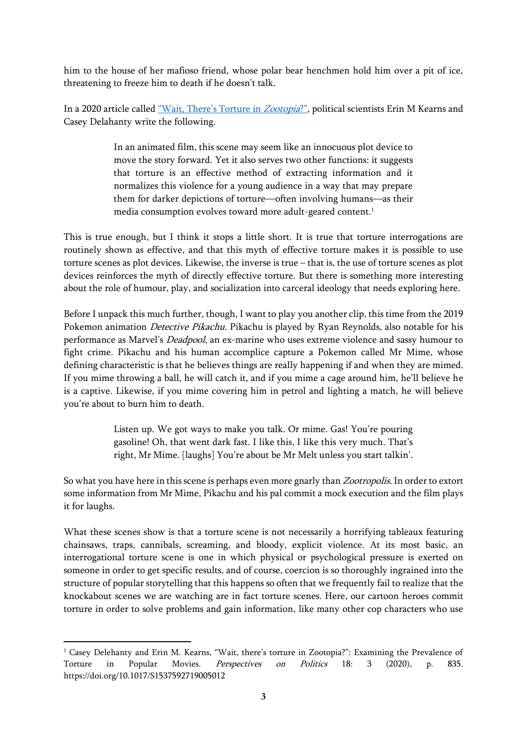him to the house of her mafioso friend, whose polar bear henchmen hold him over a pit of ice, threatening to freeze him to death if he doesn't talk.

In a 2020 article called "Wait, There's Torture in *Zootopia*?", political scientists Erin M Kearns and Casey Delahanty write the following.

> In an animated film, this scene may seem like an innocuous plot device to move the story forward. Yet it also serves two other functions: it suggests that torture is an effective method of extracting information and it normalizes this violence for a young audience in a way that may prepare them for darker depictions of torture—often involving humans—as their media consumption evolves toward more adult-geared content.[1]

This is true enough, but I think it stops a little short. It is true that torture interrogations are routinely shown as effective, and that this myth of effective torture makes it is possible to use torture scenes as plot devices. Likewise, the inverse is true – that is, the use of torture scenes as plot devices reinforces the myth of directly effective torture. But there is something more interesting about the role of humour, play, and socialization into carceral ideology that needs exploring here.

Before I unpack this much further, though, I want to play you another clip, this time from the 2019 Pokemon animation *Detective Pikachu*. Pikachu is played by Ryan Reynolds, also notable for his performance as Marvel's *Deadpool*, an ex-marine who uses extreme violence and sassy humour to fight crime. Pikachu and his human accomplice capture a Pokemon called Mr Mime, whose defining characteristic is that he believes things are really happening if and when they are mimed. If you mime throwing a ball, he will catch it, and if you mime a cage around him, he'll believe he is a captive. Likewise, if you mime covering him in petrol and lighting a match, he will believe you're about to burn him to death.

> Listen up. We got ways to make you talk. Or mime. Gas! You're pouring gasoline! Oh, that went dark fast. I like this, I like this very much. That's right, Mr Mime. [laughs] You're about be Mr Melt unless you start talkin'.

So what you have here in this scene is perhaps even more gnarly than *Zootropolis.* In order to extort some information from Mr Mime, Pikachu and his pal commit a mock execution and the film plays it for laughs.

What these scenes show is that a torture scene is not necessarily a horrifying tableaux featuring chainsaws, traps, cannibals, screaming, and bloody, explicit violence. At its most basic, an interrogational torture scene is one in which physical or psychological pressure is exerted on someone in order to get specific results, and of course, coercion is so thoroughly ingrained into the structure of popular storytelling that this happens so often that we frequently fail to realize that the knockabout scenes we are watching are in fact torture scenes. Here, our cartoon heroes commit torture in order to solve problems and gain information, like many other cop characters who use

[1] Casey Delehanty and Erin M. Kearns, "Wait, there's torture in Zootopia?": Examining the Prevalence of Torture in Popular Movies. *Perspectives on Politics* 18: 3 (2020), p. 835. https://doi.org/10.1017/S1537592719005012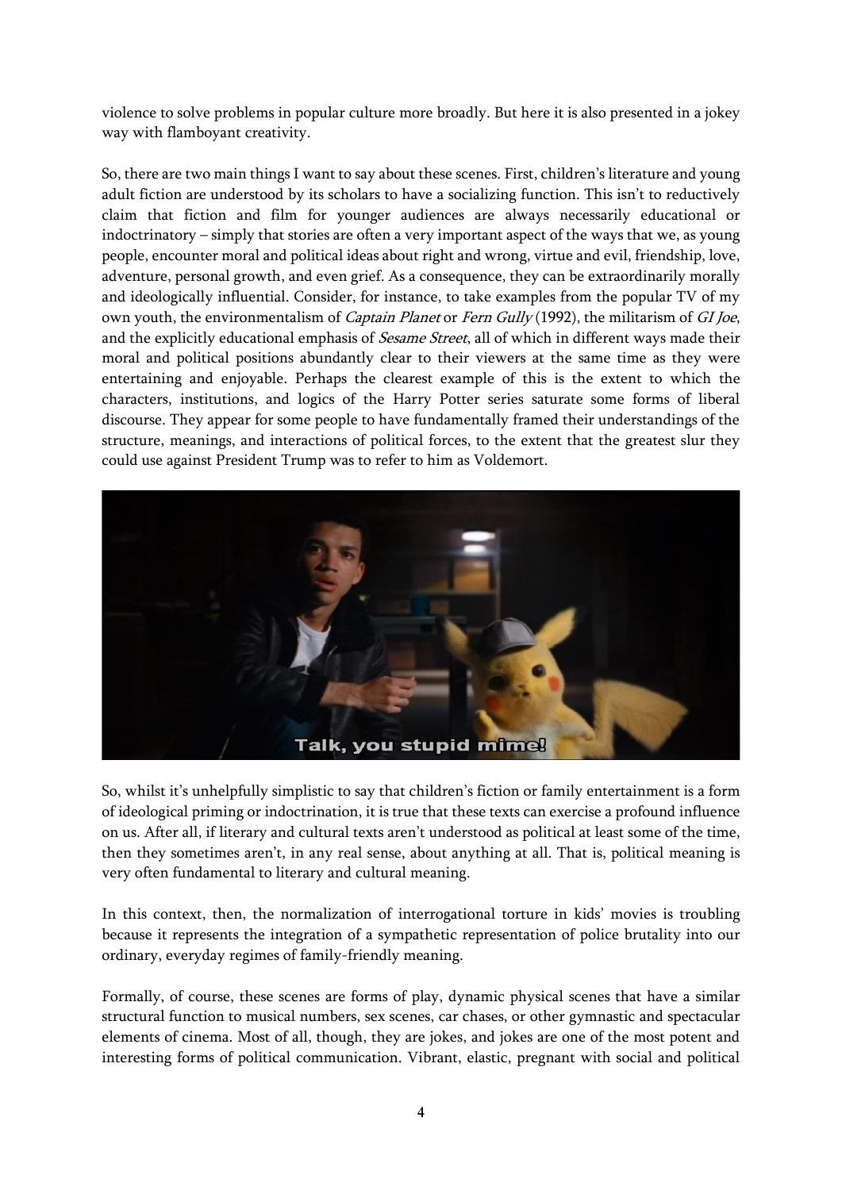violence to solve problems in popular culture more broadly. But here it is also presented in a jokey way with flamboyant creativity.

So, there are two main things I want to say about these scenes. First, children's literature and young adult fiction are understood by its scholars to have a socializing function. This isn't to reductively claim that fiction and film for younger audiences are always necessarily educational or indoctrinatory – simply that stories are often a very important aspect of the ways that we, as young people, encounter moral and political ideas about right and wrong, virtue and evil, friendship, love, adventure, personal growth, and even grief. As a consequence, they can be extraordinarily morally and ideologically influential. Consider, for instance, to take examples from the popular TV of my own youth, the environmentalism of *Captain Planet* or *Fern Gully* (1992), the militarism of *GI Joe*, and the explicitly educational emphasis of *Sesame Street*, all of which in different ways made their moral and political positions abundantly clear to their viewers at the same time as they were entertaining and enjoyable. Perhaps the clearest example of this is the extent to which the characters, institutions, and logics of the Harry Potter series saturate some forms of liberal discourse. They appear for some people to have fundamentally framed their understandings of the structure, meanings, and interactions of political forces, to the extent that the greatest slur they could use against President Trump was to refer to him as Voldemort.

So, whilst it's unhelpfully simplistic to say that children's fiction or family entertainment is a form of ideological priming or indoctrination, it is true that these texts can exercise a profound influence on us. After all, if literary and cultural texts aren't understood as political at least some of the time, then they sometimes aren't, in any real sense, about anything at all. That is, political meaning is very often fundamental to literary and cultural meaning.

In this context, then, the normalization of interrogational torture in kids' movies is troubling because it represents the integration of a sympathetic representation of police brutality into our ordinary, everyday regimes of family-friendly meaning.

Formally, of course, these scenes are forms of play, dynamic physical scenes that have a similar structural function to musical numbers, sex scenes, car chases, or other gymnastic and spectacular elements of cinema. Most of all, though, they are jokes, and jokes are one of the most potent and interesting forms of political communication. Vibrant, elastic, pregnant with social and political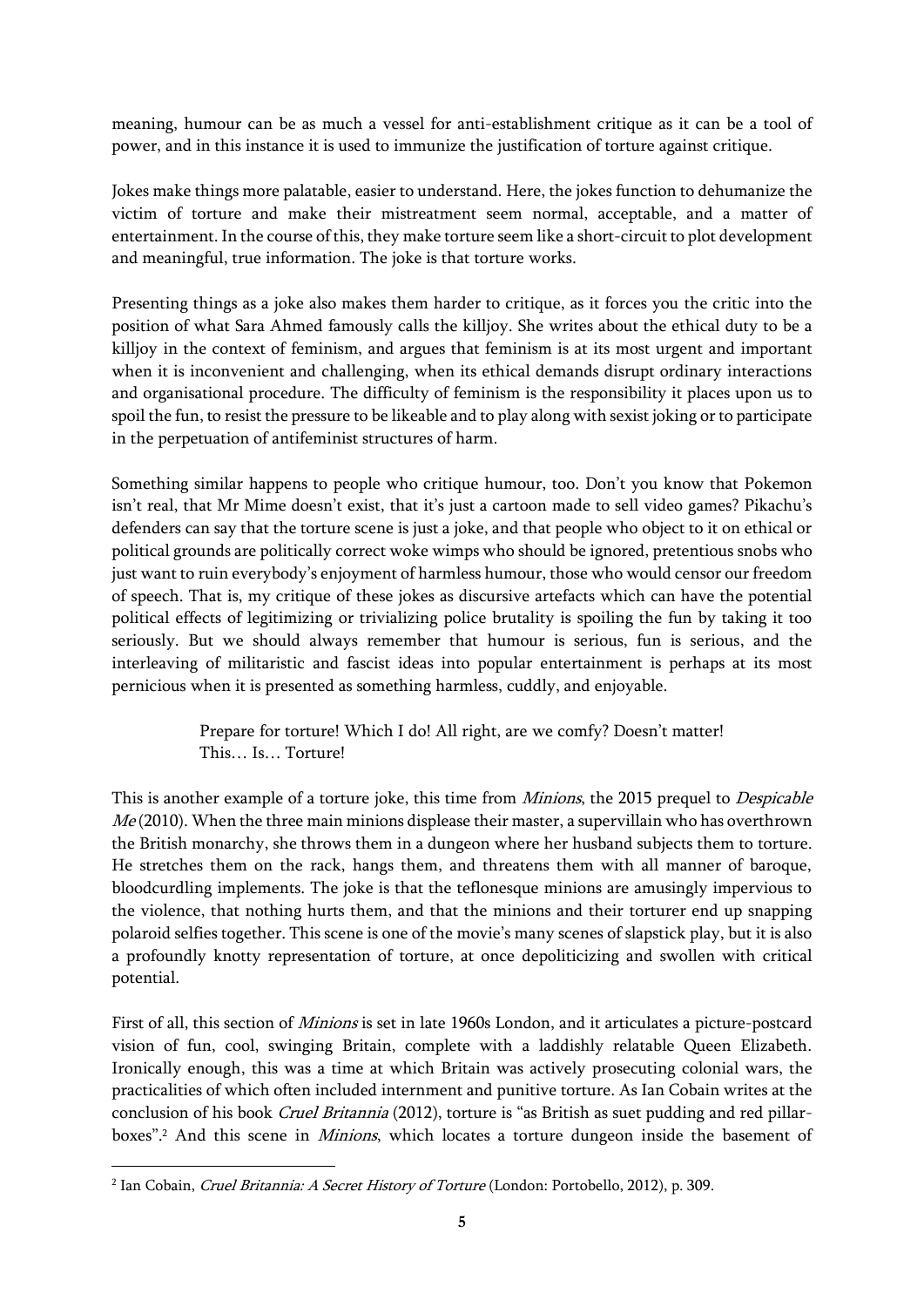meaning, humour can be as much a vessel for anti-establishment critique as it can be a tool of power, and in this instance it is used to immunize the justification of torture against critique.

Jokes make things more palatable, easier to understand. Here, the jokes function to dehumanize the victim of torture and make their mistreatment seem normal, acceptable, and a matter of entertainment. In the course of this, they make torture seem like a short-circuit to plot development and meaningful, true information. The joke is that torture works.

Presenting things as a joke also makes them harder to critique, as it forces you the critic into the position of what Sara Ahmed famously calls the killjoy. She writes about the ethical duty to be a killjoy in the context of feminism, and argues that feminism is at its most urgent and important when it is inconvenient and challenging, when its ethical demands disrupt ordinary interactions and organisational procedure. The difficulty of feminism is the responsibility it places upon us to spoil the fun, to resist the pressure to be likeable and to play along with sexist joking or to participate in the perpetuation of antifeminist structures of harm.

Something similar happens to people who critique humour, too. Don't you know that Pokemon isn't real, that Mr Mime doesn't exist, that it's just a cartoon made to sell video games? Pikachu's defenders can say that the torture scene is just a joke, and that people who object to it on ethical or political grounds are politically correct woke wimps who should be ignored, pretentious snobs who just want to ruin everybody's enjoyment of harmless humour, those who would censor our freedom of speech. That is, my critique of these jokes as discursive artefacts which can have the potential political effects of legitimizing or trivializing police brutality is spoiling the fun by taking it too seriously. But we should always remember that humour is serious, fun is serious, and the interleaving of militaristic and fascist ideas into popular entertainment is perhaps at its most pernicious when it is presented as something harmless, cuddly, and enjoyable.

> Prepare for torture! Which I do! All right, are we comfy? Doesn't matter!
> This… Is… Torture!

This is another example of a torture joke, this time from *Minions*, the 2015 prequel to *Despicable Me* (2010). When the three main minions displease their master, a supervillain who has overthrown the British monarchy, she throws them in a dungeon where her husband subjects them to torture. He stretches them on the rack, hangs them, and threatens them with all manner of baroque, bloodcurdling implements. The joke is that the teflonesque minions are amusingly impervious to the violence, that nothing hurts them, and that the minions and their torturer end up snapping polaroid selfies together. This scene is one of the movie's many scenes of slapstick play, but it is also a profoundly knotty representation of torture, at once depoliticizing and swollen with critical potential.

First of all, this section of *Minions* is set in late 1960s London, and it articulates a picture-postcard vision of fun, cool, swinging Britain, complete with a laddishly relatable Queen Elizabeth. Ironically enough, this was a time at which Britain was actively prosecuting colonial wars, the practicalities of which often included internment and punitive torture. As Ian Cobain writes at the conclusion of his book *Cruel Britannia* (2012), torture is "as British as suet pudding and red pillar-boxes".[2] And this scene in *Minions*, which locates a torture dungeon inside the basement of

[2] Ian Cobain, *Cruel Britannia: A Secret History of Torture* (London: Portobello, 2012), p. 309.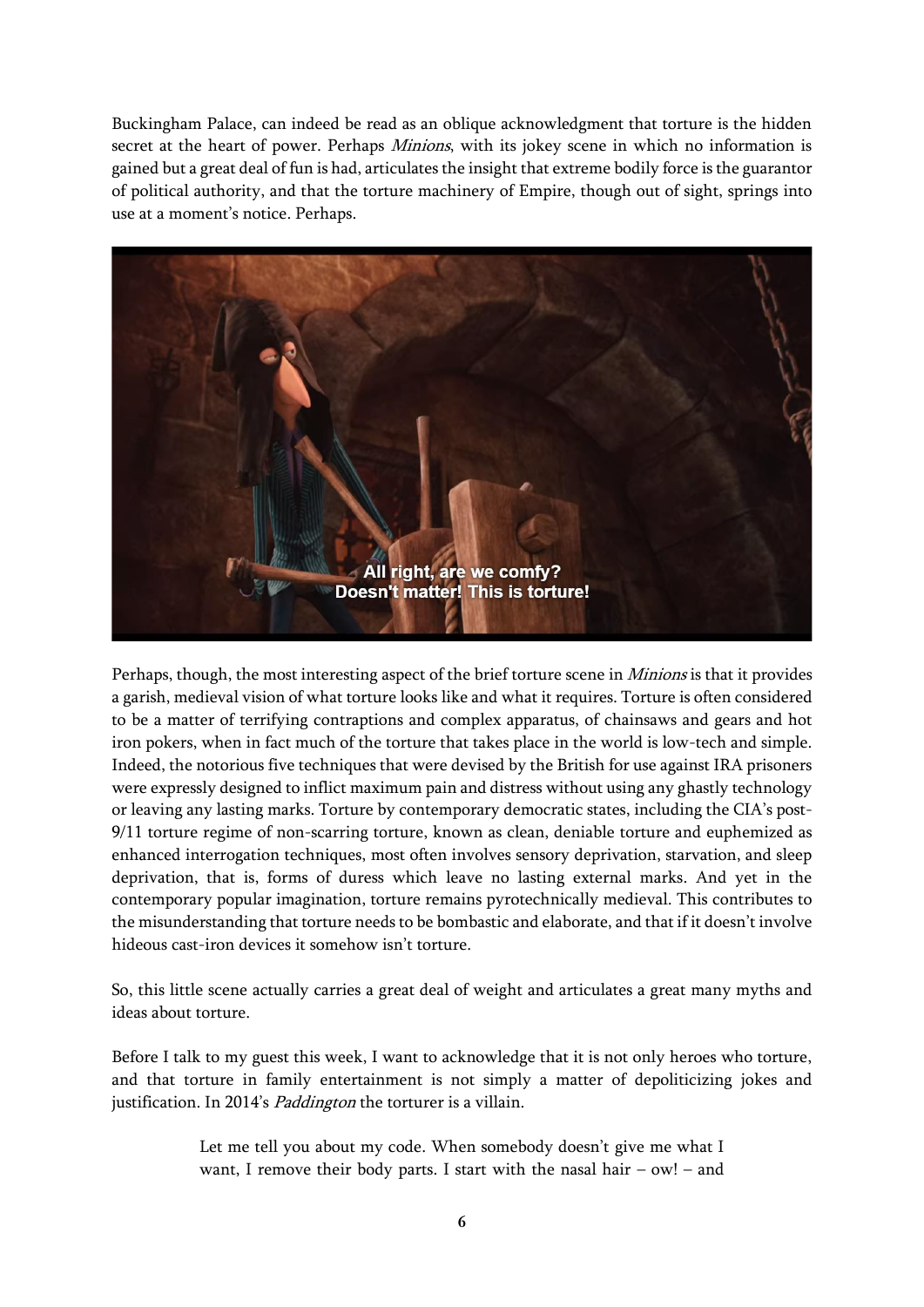Buckingham Palace, can indeed be read as an oblique acknowledgment that torture is the hidden secret at the heart of power. Perhaps *Minions*, with its jokey scene in which no information is gained but a great deal of fun is had, articulates the insight that extreme bodily force is the guarantor of political authority, and that the torture machinery of Empire, though out of sight, springs into use at a moment's notice. Perhaps.

Perhaps, though, the most interesting aspect of the brief torture scene in *Minions* is that it provides a garish, medieval vision of what torture looks like and what it requires. Torture is often considered to be a matter of terrifying contraptions and complex apparatus, of chainsaws and gears and hot iron pokers, when in fact much of the torture that takes place in the world is low-tech and simple. Indeed, the notorious five techniques that were devised by the British for use against IRA prisoners were expressly designed to inflict maximum pain and distress without using any ghastly technology or leaving any lasting marks. Torture by contemporary democratic states, including the CIA's post-9/11 torture regime of non-scarring torture, known as clean, deniable torture and euphemized as enhanced interrogation techniques, most often involves sensory deprivation, starvation, and sleep deprivation, that is, forms of duress which leave no lasting external marks. And yet in the contemporary popular imagination, torture remains pyrotechnically medieval. This contributes to the misunderstanding that torture needs to be bombastic and elaborate, and that if it doesn't involve hideous cast-iron devices it somehow isn't torture.

So, this little scene actually carries a great deal of weight and articulates a great many myths and ideas about torture.

Before I talk to my guest this week, I want to acknowledge that it is not only heroes who torture, and that torture in family entertainment is not simply a matter of depoliticizing jokes and justification. In 2014's *Paddington* the torturer is a villain.

> Let me tell you about my code. When somebody doesn't give me what I want, I remove their body parts. I start with the nasal hair – ow! – and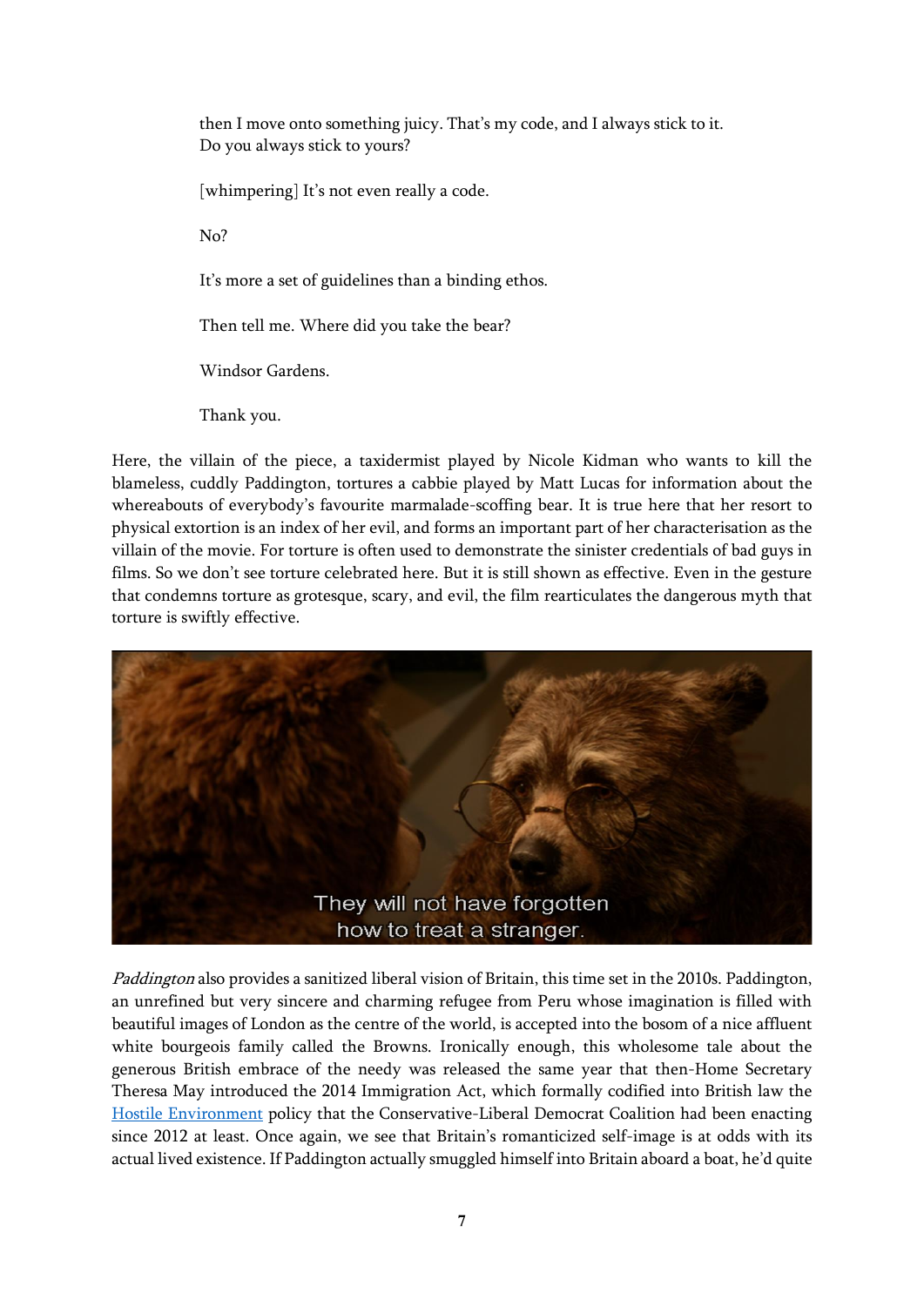then I move onto something juicy. That's my code, and I always stick to it. Do you always stick to yours?

[whimpering] It's not even really a code.

No?

It's more a set of guidelines than a binding ethos.

Then tell me. Where did you take the bear?

Windsor Gardens.

Thank you.

Here, the villain of the piece, a taxidermist played by Nicole Kidman who wants to kill the blameless, cuddly Paddington, tortures a cabbie played by Matt Lucas for information about the whereabouts of everybody's favourite marmalade-scoffing bear. It is true here that her resort to physical extortion is an index of her evil, and forms an important part of her characterisation as the villain of the movie. For torture is often used to demonstrate the sinister credentials of bad guys in films. So we don't see torture celebrated here. But it is still shown as effective. Even in the gesture that condemns torture as grotesque, scary, and evil, the film rearticulates the dangerous myth that torture is swiftly effective.

*Paddington* also provides a sanitized liberal vision of Britain, this time set in the 2010s. Paddington, an unrefined but very sincere and charming refugee from Peru whose imagination is filled with beautiful images of London as the centre of the world, is accepted into the bosom of a nice affluent white bourgeois family called the Browns. Ironically enough, this wholesome tale about the generous British embrace of the needy was released the same year that then-Home Secretary Theresa May introduced the 2014 Immigration Act, which formally codified into British law the Hostile Environment policy that the Conservative-Liberal Democrat Coalition had been enacting since 2012 at least. Once again, we see that Britain's romanticized self-image is at odds with its actual lived existence. If Paddington actually smuggled himself into Britain aboard a boat, he'd quite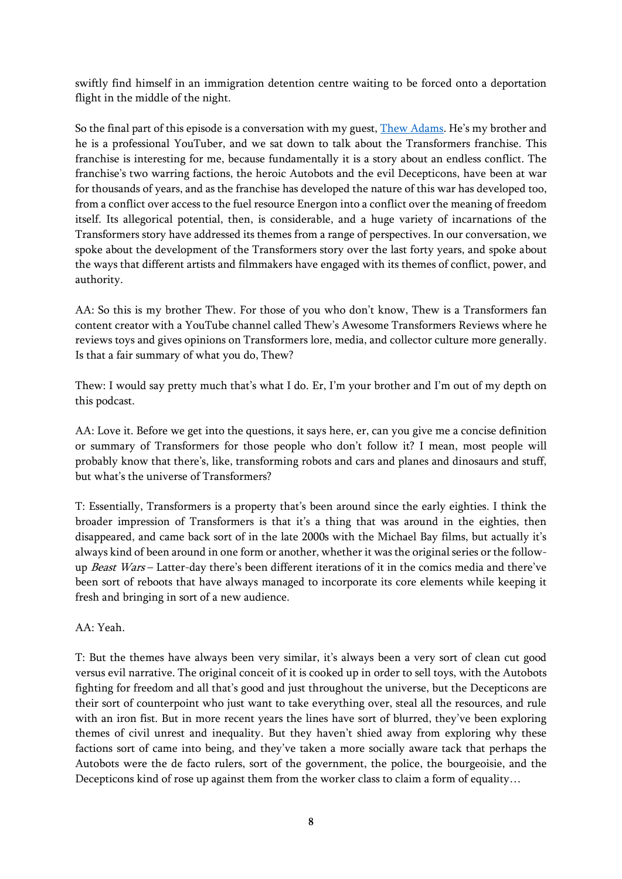swiftly find himself in an immigration detention centre waiting to be forced onto a deportation flight in the middle of the night.

So the final part of this episode is a conversation with my guest, [Thew Adams](). He's my brother and he is a professional YouTuber, and we sat down to talk about the Transformers franchise. This franchise is interesting for me, because fundamentally it is a story about an endless conflict. The franchise's two warring factions, the heroic Autobots and the evil Decepticons, have been at war for thousands of years, and as the franchise has developed the nature of this war has developed too, from a conflict over access to the fuel resource Energon into a conflict over the meaning of freedom itself. Its allegorical potential, then, is considerable, and a huge variety of incarnations of the Transformers story have addressed its themes from a range of perspectives. In our conversation, we spoke about the development of the Transformers story over the last forty years, and spoke about the ways that different artists and filmmakers have engaged with its themes of conflict, power, and authority.

AA: So this is my brother Thew. For those of you who don't know, Thew is a Transformers fan content creator with a YouTube channel called Thew's Awesome Transformers Reviews where he reviews toys and gives opinions on Transformers lore, media, and collector culture more generally. Is that a fair summary of what you do, Thew?

Thew: I would say pretty much that's what I do. Er, I'm your brother and I'm out of my depth on this podcast.

AA: Love it. Before we get into the questions, it says here, er, can you give me a concise definition or summary of Transformers for those people who don't follow it? I mean, most people will probably know that there's, like, transforming robots and cars and planes and dinosaurs and stuff, but what's the universe of Transformers?

T: Essentially, Transformers is a property that's been around since the early eighties. I think the broader impression of Transformers is that it's a thing that was around in the eighties, then disappeared, and came back sort of in the late 2000s with the Michael Bay films, but actually it's always kind of been around in one form or another, whether it was the original series or the follow-up *Beast Wars* – Latter-day there's been different iterations of it in the comics media and there've been sort of reboots that have always managed to incorporate its core elements while keeping it fresh and bringing in sort of a new audience.

AA: Yeah.

T: But the themes have always been very similar, it's always been a very sort of clean cut good versus evil narrative. The original conceit of it is cooked up in order to sell toys, with the Autobots fighting for freedom and all that's good and just throughout the universe, but the Decepticons are their sort of counterpoint who just want to take everything over, steal all the resources, and rule with an iron fist. But in more recent years the lines have sort of blurred, they've been exploring themes of civil unrest and inequality. But they haven't shied away from exploring why these factions sort of came into being, and they've taken a more socially aware tack that perhaps the Autobots were the de facto rulers, sort of the government, the police, the bourgeoisie, and the Decepticons kind of rose up against them from the worker class to claim a form of equality…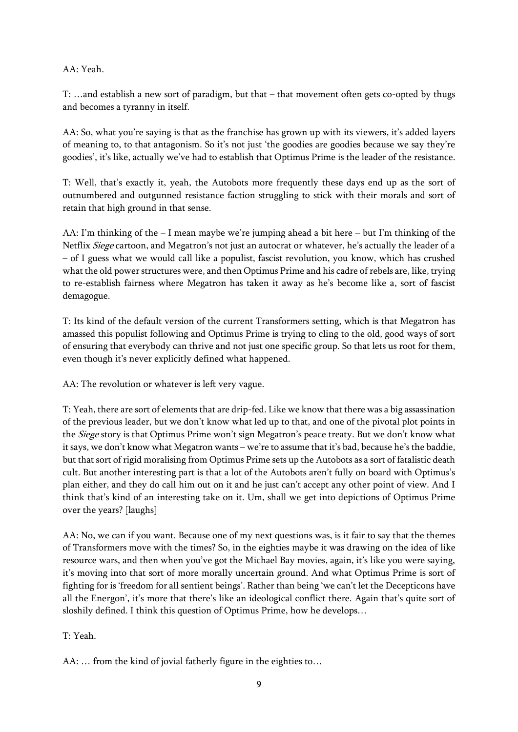AA: Yeah.

T: …and establish a new sort of paradigm, but that – that movement often gets co-opted by thugs and becomes a tyranny in itself.

AA: So, what you're saying is that as the franchise has grown up with its viewers, it's added layers of meaning to, to that antagonism. So it's not just 'the goodies are goodies because we say they're goodies', it's like, actually we've had to establish that Optimus Prime is the leader of the resistance.

T: Well, that's exactly it, yeah, the Autobots more frequently these days end up as the sort of outnumbered and outgunned resistance faction struggling to stick with their morals and sort of retain that high ground in that sense.

AA: I'm thinking of the – I mean maybe we're jumping ahead a bit here – but I'm thinking of the Netflix *Siege* cartoon, and Megatron's not just an autocrat or whatever, he's actually the leader of a – of I guess what we would call like a populist, fascist revolution, you know, which has crushed what the old power structures were, and then Optimus Prime and his cadre of rebels are, like, trying to re-establish fairness where Megatron has taken it away as he's become like a, sort of fascist demagogue.

T: Its kind of the default version of the current Transformers setting, which is that Megatron has amassed this populist following and Optimus Prime is trying to cling to the old, good ways of sort of ensuring that everybody can thrive and not just one specific group. So that lets us root for them, even though it's never explicitly defined what happened.

AA: The revolution or whatever is left very vague.

T: Yeah, there are sort of elements that are drip-fed. Like we know that there was a big assassination of the previous leader, but we don't know what led up to that, and one of the pivotal plot points in the *Siege* story is that Optimus Prime won't sign Megatron's peace treaty. But we don't know what it says, we don't know what Megatron wants – we're to assume that it's bad, because he's the baddie, but that sort of rigid moralising from Optimus Prime sets up the Autobots as a sort of fatalistic death cult. But another interesting part is that a lot of the Autobots aren't fully on board with Optimus's plan either, and they do call him out on it and he just can't accept any other point of view. And I think that's kind of an interesting take on it. Um, shall we get into depictions of Optimus Prime over the years? [laughs]

AA: No, we can if you want. Because one of my next questions was, is it fair to say that the themes of Transformers move with the times? So, in the eighties maybe it was drawing on the idea of like resource wars, and then when you've got the Michael Bay movies, again, it's like you were saying, it's moving into that sort of more morally uncertain ground. And what Optimus Prime is sort of fighting for is 'freedom for all sentient beings'. Rather than being 'we can't let the Decepticons have all the Energon', it's more that there's like an ideological conflict there. Again that's quite sort of sloshily defined. I think this question of Optimus Prime, how he develops…

T: Yeah.

AA: … from the kind of jovial fatherly figure in the eighties to…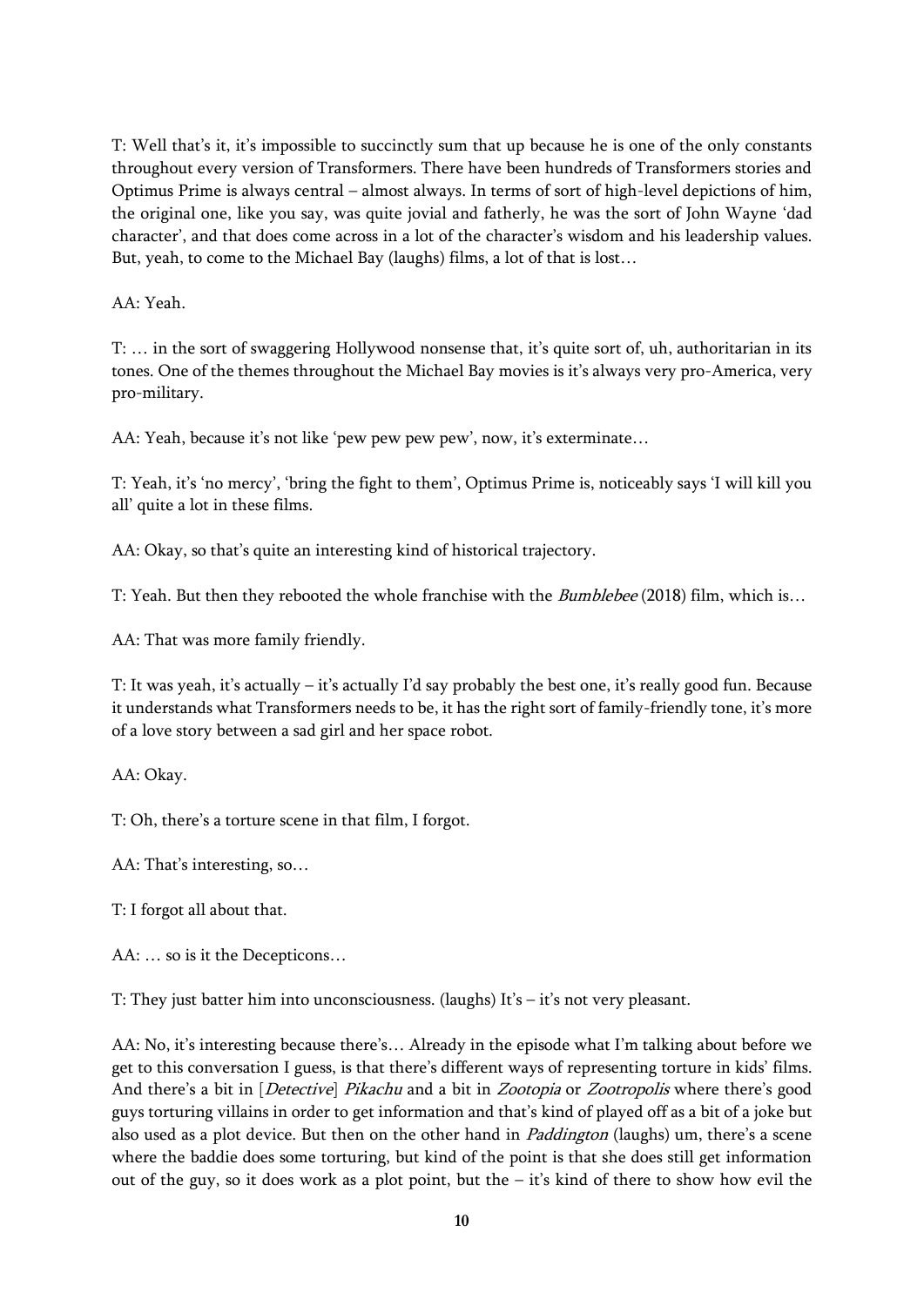T: Well that's it, it's impossible to succinctly sum that up because he is one of the only constants throughout every version of Transformers. There have been hundreds of Transformers stories and Optimus Prime is always central – almost always. In terms of sort of high-level depictions of him, the original one, like you say, was quite jovial and fatherly, he was the sort of John Wayne 'dad character', and that does come across in a lot of the character's wisdom and his leadership values. But, yeah, to come to the Michael Bay (laughs) films, a lot of that is lost…

AA: Yeah.

T: … in the sort of swaggering Hollywood nonsense that, it's quite sort of, uh, authoritarian in its tones. One of the themes throughout the Michael Bay movies is it's always very pro-America, very pro-military.

AA: Yeah, because it's not like 'pew pew pew pew', now, it's exterminate…

T: Yeah, it's 'no mercy', 'bring the fight to them', Optimus Prime is, noticeably says 'I will kill you all' quite a lot in these films.

AA: Okay, so that's quite an interesting kind of historical trajectory.

T: Yeah. But then they rebooted the whole franchise with the *Bumblebee* (2018) film, which is…

AA: That was more family friendly.

T: It was yeah, it's actually – it's actually I'd say probably the best one, it's really good fun. Because it understands what Transformers needs to be, it has the right sort of family-friendly tone, it's more of a love story between a sad girl and her space robot.

AA: Okay.

T: Oh, there's a torture scene in that film, I forgot.

AA: That's interesting, so…

T: I forgot all about that.

AA: … so is it the Decepticons…

T: They just batter him into unconsciousness. (laughs) It's – it's not very pleasant.

AA: No, it's interesting because there's… Already in the episode what I'm talking about before we get to this conversation I guess, is that there's different ways of representing torture in kids' films. And there's a bit in [*Detective*] *Pikachu* and a bit in *Zootopia* or *Zootropolis* where there's good guys torturing villains in order to get information and that's kind of played off as a bit of a joke but also used as a plot device. But then on the other hand in *Paddington* (laughs) um, there's a scene where the baddie does some torturing, but kind of the point is that she does still get information out of the guy, so it does work as a plot point, but the – it's kind of there to show how evil the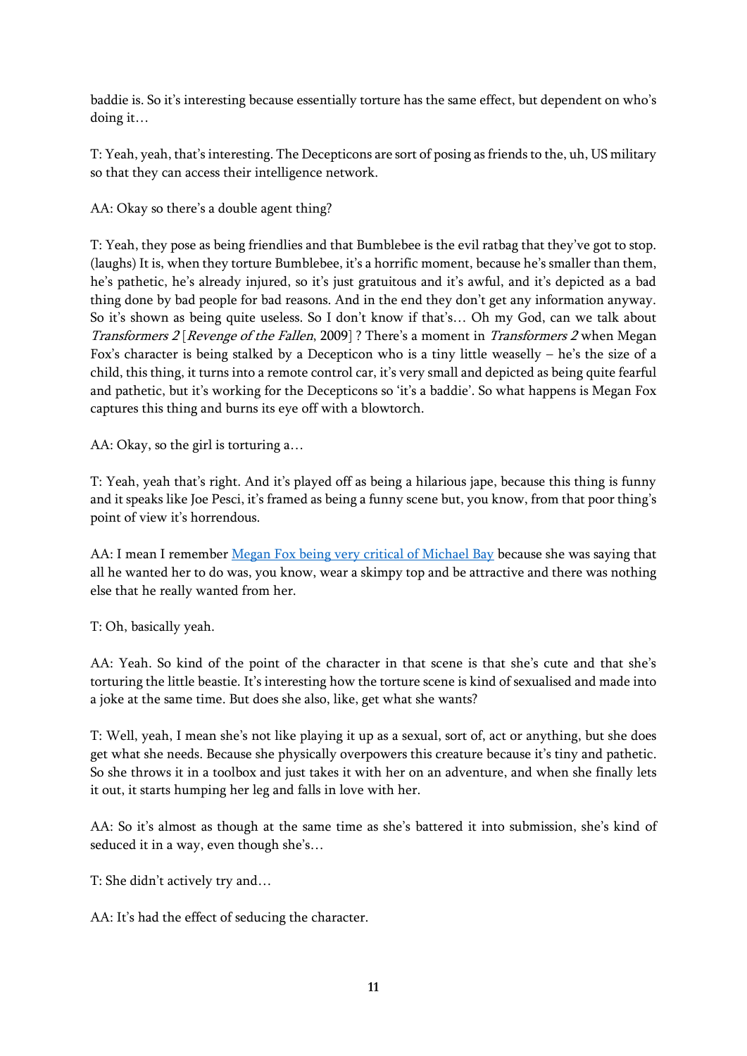baddie is. So it's interesting because essentially torture has the same effect, but dependent on who's doing it…

T: Yeah, yeah, that's interesting. The Decepticons are sort of posing as friends to the, uh, US military so that they can access their intelligence network.

AA: Okay so there's a double agent thing?

T: Yeah, they pose as being friendlies and that Bumblebee is the evil ratbag that they've got to stop. (laughs) It is, when they torture Bumblebee, it's a horrific moment, because he's smaller than them, he's pathetic, he's already injured, so it's just gratuitous and it's awful, and it's depicted as a bad thing done by bad people for bad reasons. And in the end they don't get any information anyway. So it's shown as being quite useless. So I don't know if that's… Oh my God, can we talk about *Transformers 2* [*Revenge of the Fallen*, 2009] ? There's a moment in *Transformers 2* when Megan Fox's character is being stalked by a Decepticon who is a tiny little weaselly – he's the size of a child, this thing, it turns into a remote control car, it's very small and depicted as being quite fearful and pathetic, but it's working for the Decepticons so 'it's a baddie'. So what happens is Megan Fox captures this thing and burns its eye off with a blowtorch.

AA: Okay, so the girl is torturing a…

T: Yeah, yeah that's right. And it's played off as being a hilarious jape, because this thing is funny and it speaks like Joe Pesci, it's framed as being a funny scene but, you know, from that poor thing's point of view it's horrendous.

AA: I mean I remember Megan Fox being very critical of Michael Bay because she was saying that all he wanted her to do was, you know, wear a skimpy top and be attractive and there was nothing else that he really wanted from her.

T: Oh, basically yeah.

AA: Yeah. So kind of the point of the character in that scene is that she's cute and that she's torturing the little beastie. It's interesting how the torture scene is kind of sexualised and made into a joke at the same time. But does she also, like, get what she wants?

T: Well, yeah, I mean she's not like playing it up as a sexual, sort of, act or anything, but she does get what she needs. Because she physically overpowers this creature because it's tiny and pathetic. So she throws it in a toolbox and just takes it with her on an adventure, and when she finally lets it out, it starts humping her leg and falls in love with her.

AA: So it's almost as though at the same time as she's battered it into submission, she's kind of seduced it in a way, even though she's…

T: She didn't actively try and…

AA: It's had the effect of seducing the character.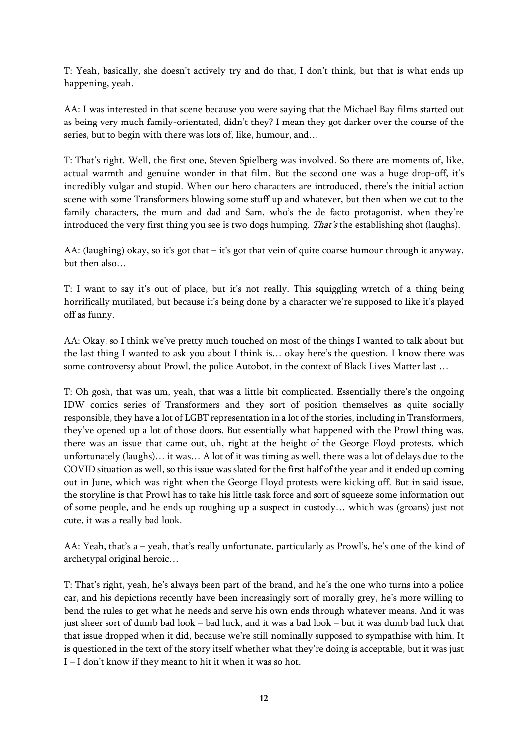T: Yeah, basically, she doesn't actively try and do that, I don't think, but that is what ends up happening, yeah.

AA: I was interested in that scene because you were saying that the Michael Bay films started out as being very much family-orientated, didn't they? I mean they got darker over the course of the series, but to begin with there was lots of, like, humour, and…

T: That's right. Well, the first one, Steven Spielberg was involved. So there are moments of, like, actual warmth and genuine wonder in that film. But the second one was a huge drop-off, it's incredibly vulgar and stupid. When our hero characters are introduced, there's the initial action scene with some Transformers blowing some stuff up and whatever, but then when we cut to the family characters, the mum and dad and Sam, who's the de facto protagonist, when they're introduced the very first thing you see is two dogs humping. *That's* the establishing shot (laughs).

AA: (laughing) okay, so it's got that – it's got that vein of quite coarse humour through it anyway, but then also…

T: I want to say it's out of place, but it's not really. This squiggling wretch of a thing being horrifically mutilated, but because it's being done by a character we're supposed to like it's played off as funny.

AA: Okay, so I think we've pretty much touched on most of the things I wanted to talk about but the last thing I wanted to ask you about I think is… okay here's the question. I know there was some controversy about Prowl, the police Autobot, in the context of Black Lives Matter last …

T: Oh gosh, that was um, yeah, that was a little bit complicated. Essentially there's the ongoing IDW comics series of Transformers and they sort of position themselves as quite socially responsible, they have a lot of LGBT representation in a lot of the stories, including in Transformers, they've opened up a lot of those doors. But essentially what happened with the Prowl thing was, there was an issue that came out, uh, right at the height of the George Floyd protests, which unfortunately (laughs)… it was… A lot of it was timing as well, there was a lot of delays due to the COVID situation as well, so this issue was slated for the first half of the year and it ended up coming out in June, which was right when the George Floyd protests were kicking off. But in said issue, the storyline is that Prowl has to take his little task force and sort of squeeze some information out of some people, and he ends up roughing up a suspect in custody… which was (groans) just not cute, it was a really bad look.

AA: Yeah, that's a – yeah, that's really unfortunate, particularly as Prowl's, he's one of the kind of archetypal original heroic…

T: That's right, yeah, he's always been part of the brand, and he's the one who turns into a police car, and his depictions recently have been increasingly sort of morally grey, he's more willing to bend the rules to get what he needs and serve his own ends through whatever means. And it was just sheer sort of dumb bad look – bad luck, and it was a bad look – but it was dumb bad luck that that issue dropped when it did, because we're still nominally supposed to sympathise with him. It is questioned in the text of the story itself whether what they're doing is acceptable, but it was just I – I don't know if they meant to hit it when it was so hot.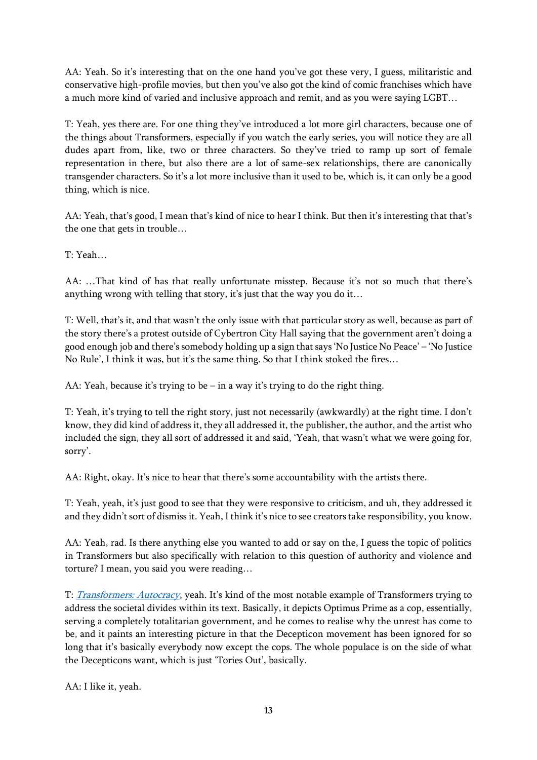AA: Yeah. So it's interesting that on the one hand you've got these very, I guess, militaristic and conservative high-profile movies, but then you've also got the kind of comic franchises which have a much more kind of varied and inclusive approach and remit, and as you were saying LGBT…

T: Yeah, yes there are. For one thing they've introduced a lot more girl characters, because one of the things about Transformers, especially if you watch the early series, you will notice they are all dudes apart from, like, two or three characters. So they've tried to ramp up sort of female representation in there, but also there are a lot of same-sex relationships, there are canonically transgender characters. So it's a lot more inclusive than it used to be, which is, it can only be a good thing, which is nice.

AA: Yeah, that's good, I mean that's kind of nice to hear I think. But then it's interesting that that's the one that gets in trouble…

T: Yeah…

AA: …That kind of has that really unfortunate misstep. Because it's not so much that there's anything wrong with telling that story, it's just that the way you do it…

T: Well, that's it, and that wasn't the only issue with that particular story as well, because as part of the story there's a protest outside of Cybertron City Hall saying that the government aren't doing a good enough job and there's somebody holding up a sign that says 'No Justice No Peace' – 'No Justice No Rule', I think it was, but it's the same thing. So that I think stoked the fires…

AA: Yeah, because it's trying to be – in a way it's trying to do the right thing.

T: Yeah, it's trying to tell the right story, just not necessarily (awkwardly) at the right time. I don't know, they did kind of address it, they all addressed it, the publisher, the author, and the artist who included the sign, they all sort of addressed it and said, 'Yeah, that wasn't what we were going for, sorry'.

AA: Right, okay. It's nice to hear that there's some accountability with the artists there.

T: Yeah, yeah, it's just good to see that they were responsive to criticism, and uh, they addressed it and they didn't sort of dismiss it. Yeah, I think it's nice to see creators take responsibility, you know.

AA: Yeah, rad. Is there anything else you wanted to add or say on the, I guess the topic of politics in Transformers but also specifically with relation to this question of authority and violence and torture? I mean, you said you were reading…

T: *Transformers: Autocracy*, yeah. It's kind of the most notable example of Transformers trying to address the societal divides within its text. Basically, it depicts Optimus Prime as a cop, essentially, serving a completely totalitarian government, and he comes to realise why the unrest has come to be, and it paints an interesting picture in that the Decepticon movement has been ignored for so long that it's basically everybody now except the cops. The whole populace is on the side of what the Decepticons want, which is just 'Tories Out', basically.

AA: I like it, yeah.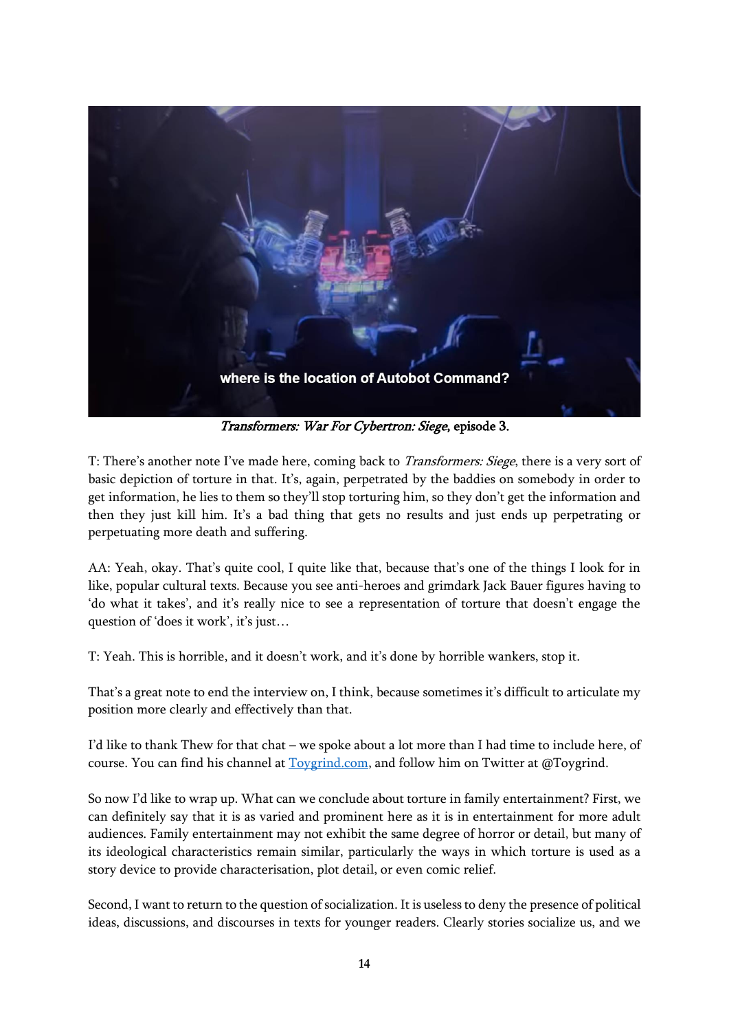*Transformers: War For Cybertron: Siege*, episode 3.

T: There's another note I've made here, coming back to *Transformers: Siege*, there is a very sort of basic depiction of torture in that. It's, again, perpetrated by the baddies on somebody in order to get information, he lies to them so they'll stop torturing him, so they don't get the information and then they just kill him. It's a bad thing that gets no results and just ends up perpetrating or perpetuating more death and suffering.

AA: Yeah, okay. That's quite cool, I quite like that, because that's one of the things I look for in like, popular cultural texts. Because you see anti-heroes and grimdark Jack Bauer figures having to 'do what it takes', and it's really nice to see a representation of torture that doesn't engage the question of 'does it work', it's just…

T: Yeah. This is horrible, and it doesn't work, and it's done by horrible wankers, stop it.

That's a great note to end the interview on, I think, because sometimes it's difficult to articulate my position more clearly and effectively than that.

I'd like to thank Thew for that chat – we spoke about a lot more than I had time to include here, of course. You can find his channel at [Toygrind.com](Toygrind.com), and follow him on Twitter at @Toygrind.

So now I'd like to wrap up. What can we conclude about torture in family entertainment? First, we can definitely say that it is as varied and prominent here as it is in entertainment for more adult audiences. Family entertainment may not exhibit the same degree of horror or detail, but many of its ideological characteristics remain similar, particularly the ways in which torture is used as a story device to provide characterisation, plot detail, or even comic relief.

Second, I want to return to the question of socialization. It is useless to deny the presence of political ideas, discussions, and discourses in texts for younger readers. Clearly stories socialize us, and we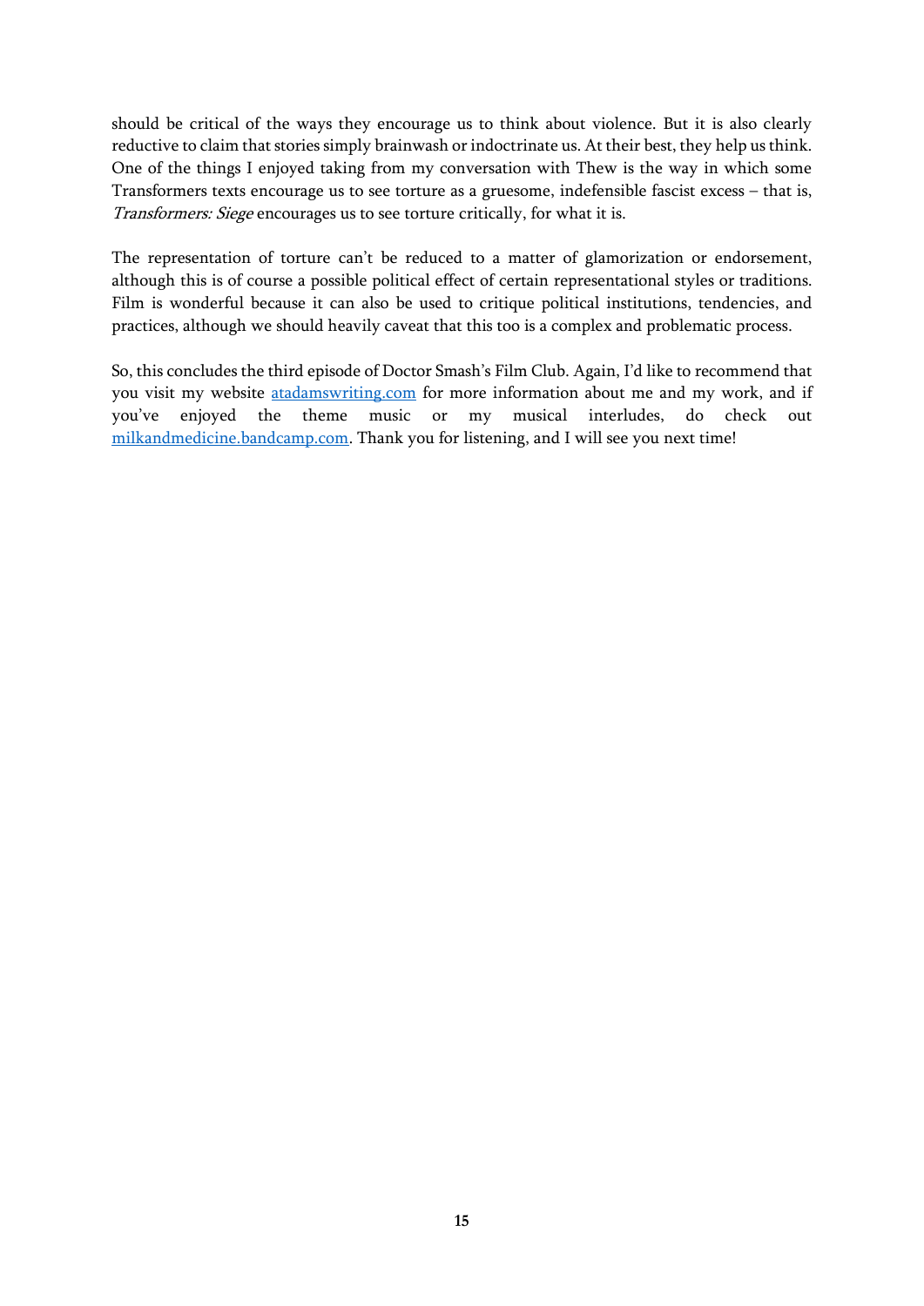should be critical of the ways they encourage us to think about violence. But it is also clearly reductive to claim that stories simply brainwash or indoctrinate us. At their best, they help us think. One of the things I enjoyed taking from my conversation with Thew is the way in which some Transformers texts encourage us to see torture as a gruesome, indefensible fascist excess – that is, *Transformers: Siege* encourages us to see torture critically, for what it is.

The representation of torture can't be reduced to a matter of glamorization or endorsement, although this is of course a possible political effect of certain representational styles or traditions. Film is wonderful because it can also be used to critique political institutions, tendencies, and practices, although we should heavily caveat that this too is a complex and problematic process.

So, this concludes the third episode of Doctor Smash's Film Club. Again, I'd like to recommend that you visit my website [atadamswriting.com](atadamswriting.com) for more information about me and my work, and if you've enjoyed the theme music or my musical interludes, do check out [milkandmedicine.bandcamp.com](milkandmedicine.bandcamp.com). Thank you for listening, and I will see you next time!